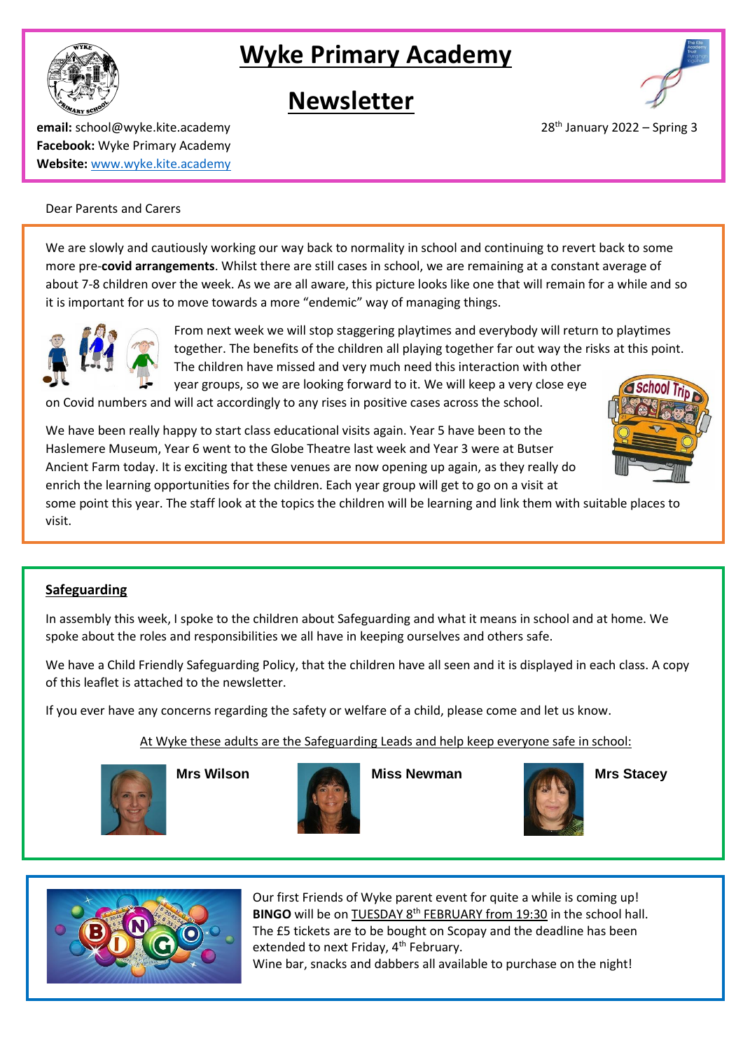# Wyke Primary Academy

# Newsletter

**email:** school@wyke.kite.academy
**Facebook:** Wyke Primary Academy
**Website:** www.wyke.kite.academy

28th January 2022 – Spring 3

Dear Parents and Carers

We are slowly and cautiously working our way back to normality in school and continuing to revert back to some more pre-**covid arrangements**. Whilst there are still cases in school, we are remaining at a constant average of about 7-8 children over the week. As we are all aware, this picture looks like one that will remain for a while and so it is important for us to move towards a more "endemic" way of managing things.

From next week we will stop staggering playtimes and everybody will return to playtimes together. The benefits of the children all playing together far out way the risks at this point. The children have missed and very much need this interaction with other year groups, so we are looking forward to it. We will keep a very close eye on Covid numbers and will act accordingly to any rises in positive cases across the school.

We have been really happy to start class educational visits again. Year 5 have been to the Haslemere Museum, Year 6 went to the Globe Theatre last week and Year 3 were at Butser Ancient Farm today. It is exciting that these venues are now opening up again, as they really do enrich the learning opportunities for the children. Each year group will get to go on a visit at some point this year. The staff look at the topics the children will be learning and link them with suitable places to visit.

## Safeguarding

In assembly this week, I spoke to the children about Safeguarding and what it means in school and at home. We spoke about the roles and responsibilities we all have in keeping ourselves and others safe.

We have a Child Friendly Safeguarding Policy, that the children have all seen and it is displayed in each class. A copy of this leaflet is attached to the newsletter.

If you ever have any concerns regarding the safety or welfare of a child, please come and let us know.

At Wyke these adults are the Safeguarding Leads and help keep everyone safe in school:

**Mrs Wilson** **Miss Newman** **Mrs Stacey**

Our first Friends of Wyke parent event for quite a while is coming up! **BINGO** will be on TUESDAY 8th FEBRUARY from 19:30 in the school hall. The £5 tickets are to be bought on Scopay and the deadline has been extended to next Friday, 4th February.
Wine bar, snacks and dabbers all available to purchase on the night!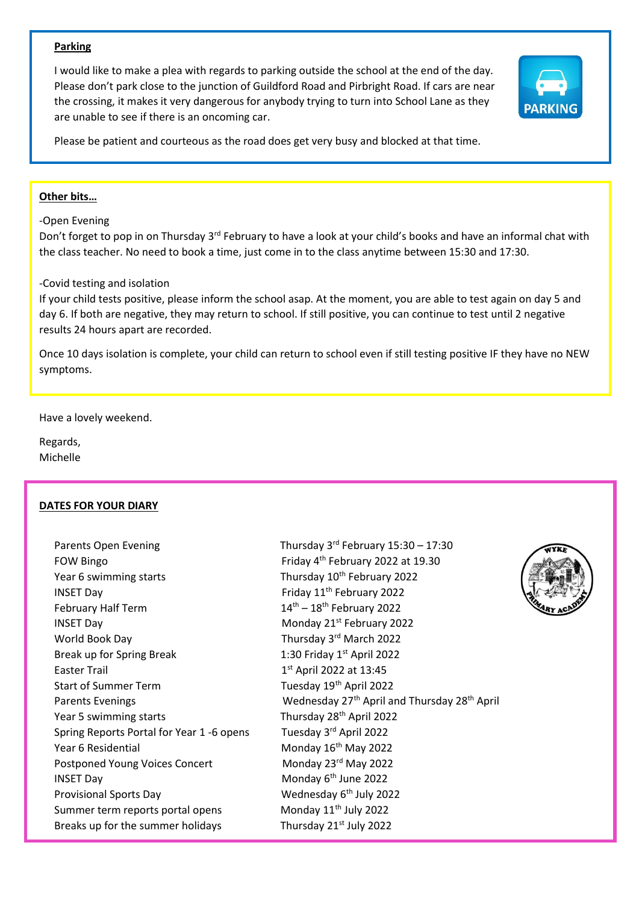**Parking**

I would like to make a plea with regards to parking outside the school at the end of the day. Please don't park close to the junction of Guildford Road and Pirbright Road. If cars are near the crossing, it makes it very dangerous for anybody trying to turn into School Lane as they are unable to see if there is an oncoming car.

Please be patient and courteous as the road does get very busy and blocked at that time.

**Other bits…**

-Open Evening

Don't forget to pop in on Thursday 3rd February to have a look at your child's books and have an informal chat with the class teacher. No need to book a time, just come in to the class anytime between 15:30 and 17:30.

-Covid testing and isolation

If your child tests positive, please inform the school asap. At the moment, you are able to test again on day 5 and day 6. If both are negative, they may return to school. If still positive, you can continue to test until 2 negative results 24 hours apart are recorded.

Once 10 days isolation is complete, your child can return to school even if still testing positive IF they have no NEW symptoms.

Have a lovely weekend.

Regards,
Michelle

**DATES FOR YOUR DIARY**

| | |
|---|---|
| Parents Open Evening | Thursday 3rd February 15:30 – 17:30 |
| FOW Bingo | Friday 4th February 2022 at 19.30 |
| Year 6 swimming starts | Thursday 10th February 2022 |
| INSET Day | Friday 11th February 2022 |
| February Half Term | 14th – 18th February 2022 |
| INSET Day | Monday 21st February 2022 |
| World Book Day | Thursday 3rd March 2022 |
| Break up for Spring Break | 1:30 Friday 1st April 2022 |
| Easter Trail | 1st April 2022 at 13:45 |
| Start of Summer Term | Tuesday 19th April 2022 |
| Parents Evenings | Wednesday 27th April and Thursday 28th April |
| Year 5 swimming starts | Thursday 28th April 2022 |
| Spring Reports Portal for Year 1 -6 opens | Tuesday 3rd April 2022 |
| Year 6 Residential | Monday 16th May 2022 |
| Postponed Young Voices Concert | Monday 23rd May 2022 |
| INSET Day | Monday 6th June 2022 |
| Provisional Sports Day | Wednesday 6th July 2022 |
| Summer term reports portal opens | Monday 11th July 2022 |
| Breaks up for the summer holidays | Thursday 21st July 2022 |